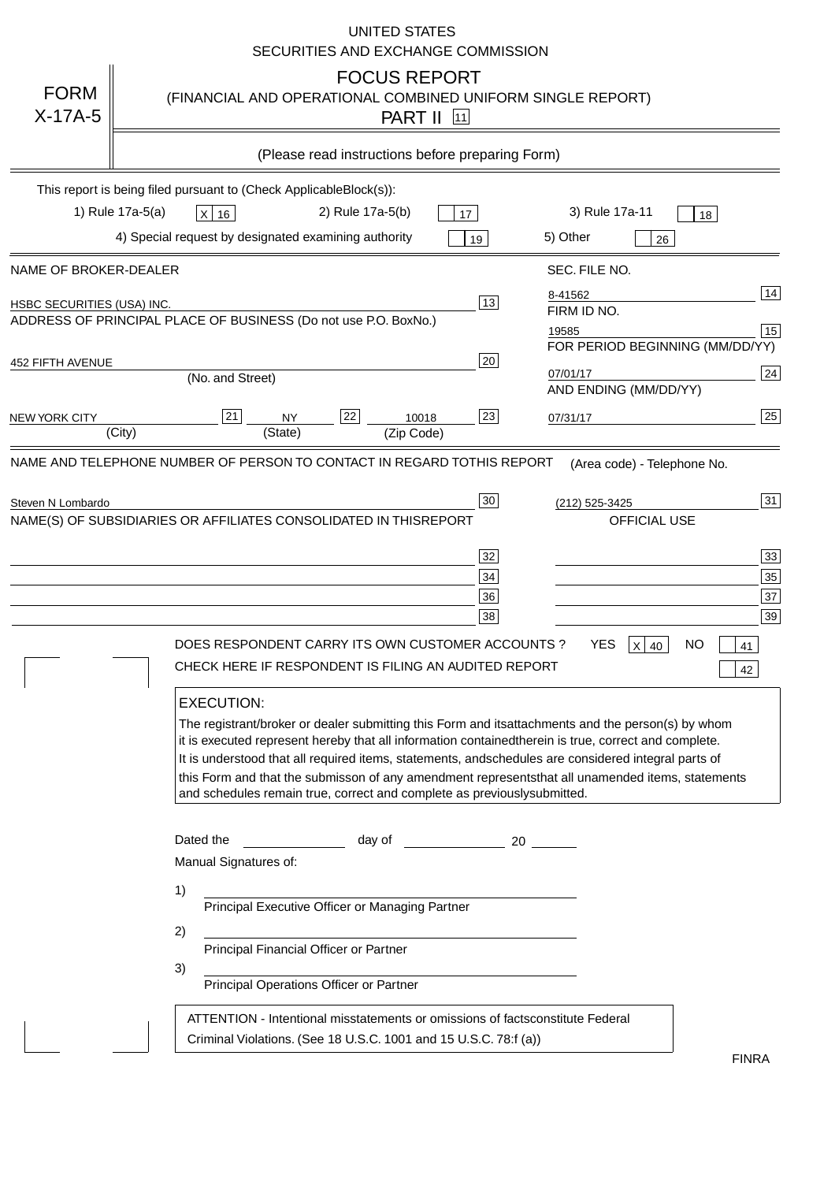UNITED STATES
SECURITIES AND EXCHANGE COMMISSION

**FORM X-17A-5**

# FOCUS REPORT

(FINANCIAL AND OPERATIONAL COMBINED UNIFORM SINGLE REPORT)

PART II [11]

(Please read instructions before preparing Form)

This report is being filed pursuant to (Check ApplicableBlock(s)):

1) Rule 17a-5(a) [X] [16]   2) Rule 17a-5(b) [ ] [17]   3) Rule 17a-11 [ ] [18]

4) Special request by designated examining authority [ ] [19]   5) Other [ ] [26]

| NAME OF BROKER-DEALER | | SEC. FILE NO. | |
|---|---|---|---|
| HSBC SECURITIES (USA) INC. | 13 | 8-41562 | 14 |
| ADDRESS OF PRINCIPAL PLACE OF BUSINESS (Do not use P.O. BoxNo.) | | FIRM ID NO. | |
| | | 19585 | 15 |
| 452 FIFTH AVENUE (No. and Street) | 20 | FOR PERIOD BEGINNING (MM/DD/YY) | |
| | | 07/01/17 | 24 |
| NEW YORK CITY (City) [21] NY (State) [22] 10018 (Zip Code) | 23 | AND ENDING (MM/DD/YY) | |
| | | 07/31/17 | 25 |

| NAME AND TELEPHONE NUMBER OF PERSON TO CONTACT IN REGARD TOTHIS REPORT | | (Area code) - Telephone No. | |
|---|---|---|---|
| Steven N Lombardo | 30 | (212) 525-3425 | 31 |
| NAME(S) OF SUBSIDIARIES OR AFFILIATES CONSOLIDATED IN THISREPORT | | OFFICIAL USE | |
| | 32 | | 33 |
| | 34 | | 35 |
| | 36 | | 37 |
| | 38 | | 39 |

DOES RESPONDENT CARRY ITS OWN CUSTOMER ACCOUNTS ? YES [X] [40] NO [ ] [41]

CHECK HERE IF RESPONDENT IS FILING AN AUDITED REPORT [ ] [42]

**EXECUTION:**

The registrant/broker or dealer submitting this Form and itsattachments and the person(s) by whom it is executed represent hereby that all information containedtherein is true, correct and complete. It is understood that all required items, statements, andschedules are considered integral parts of this Form and that the submisson of any amendment representsthat all unamended items, statements and schedules remain true, correct and complete as previouslysubmitted.

Dated the ____________ day of ____________ 20 ______

Manual Signatures of:

1) ______________________________
Principal Executive Officer or Managing Partner

2) ______________________________
Principal Financial Officer or Partner

3) ______________________________
Principal Operations Officer or Partner

ATTENTION - Intentional misstatements or omissions of factsconstitute Federal Criminal Violations. (See 18 U.S.C. 1001 and 15 U.S.C. 78:f (a))

FINRA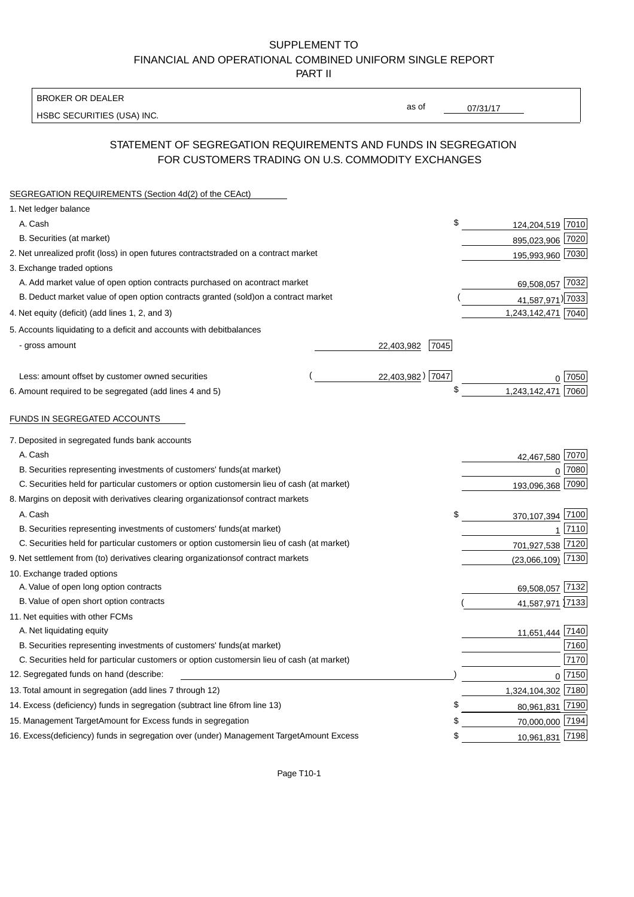SUPPLEMENT TO
FINANCIAL AND OPERATIONAL COMBINED UNIFORM SINGLE REPORT
PART II

| BROKER OR DEALER | | |
|---|---|---|
| HSBC SECURITIES (USA) INC. | as of | 07/31/17 |

## STATEMENT OF SEGREGATION REQUIREMENTS AND FUNDS IN SEGREGATION FOR CUSTOMERS TRADING ON U.S. COMMODITY EXCHANGES

SEGREGATION REQUIREMENTS (Section 4d(2) of the CEAct)

| | | | | |
|---|---|---|---|---|
| 1. Net ledger balance | | | | |
| A. Cash | | | $ 124,204,519 | 7010 |
| B. Securities (at market) | | | 895,023,906 | 7020 |
| 2. Net unrealized profit (loss) in open futures contracts traded on a contract market | | | 195,993,960 | 7030 |
| 3. Exchange traded options | | | | |
| A. Add market value of open option contracts purchased on a contract market | | | 69,508,057 | 7032 |
| B. Deduct market value of open option contracts granted (sold) on a contract market | | | (41,587,971) | 7033 |
| 4. Net equity (deficit) (add lines 1, 2, and 3) | | | 1,243,142,471 | 7040 |
| 5. Accounts liquidating to a deficit and accounts with debit balances | | | | |
| - gross amount | 22,403,982 | 7045 | | |
| Less: amount offset by customer owned securities | (22,403,982) | 7047 | 0 | 7050 |
| 6. Amount required to be segregated (add lines 4 and 5) | | | $ 1,243,142,471 | 7060 |

FUNDS IN SEGREGATED ACCOUNTS

| | | |
|---|---|---|
| 7. Deposited in segregated funds bank accounts | | |
| A. Cash | 42,467,580 | 7070 |
| B. Securities representing investments of customers' funds (at market) | 0 | 7080 |
| C. Securities held for particular customers or option customers in lieu of cash (at market) | 193,096,368 | 7090 |
| 8. Margins on deposit with derivatives clearing organizations of contract markets | | |
| A. Cash | $ 370,107,394 | 7100 |
| B. Securities representing investments of customers' funds (at market) | 1 | 7110 |
| C. Securities held for particular customers or option customers in lieu of cash (at market) | 701,927,538 | 7120 |
| 9. Net settlement from (to) derivatives clearing organizations of contract markets | (23,066,109) | 7130 |
| 10. Exchange traded options | | |
| A. Value of open long option contracts | 69,508,057 | 7132 |
| B. Value of open short option contracts | (41,587,971) | 7133 |
| 11. Net equities with other FCMs | | |
| A. Net liquidating equity | 11,651,444 | 7140 |
| B. Securities representing investments of customers' funds (at market) | | 7160 |
| C. Securities held for particular customers or option customers in lieu of cash (at market) | | 7170 |
| 12. Segregated funds on hand (describe: ) | 0 | 7150 |
| 13. Total amount in segregation (add lines 7 through 12) | 1,324,104,302 | 7180 |
| 14. Excess (deficiency) funds in segregation (subtract line 6 from line 13) | $ 80,961,831 | 7190 |
| 15. Management Target Amount for Excess funds in segregation | $ 70,000,000 | 7194 |
| 16. Excess (deficiency) funds in segregation over (under) Management Target Amount Excess | $ 10,961,831 | 7198 |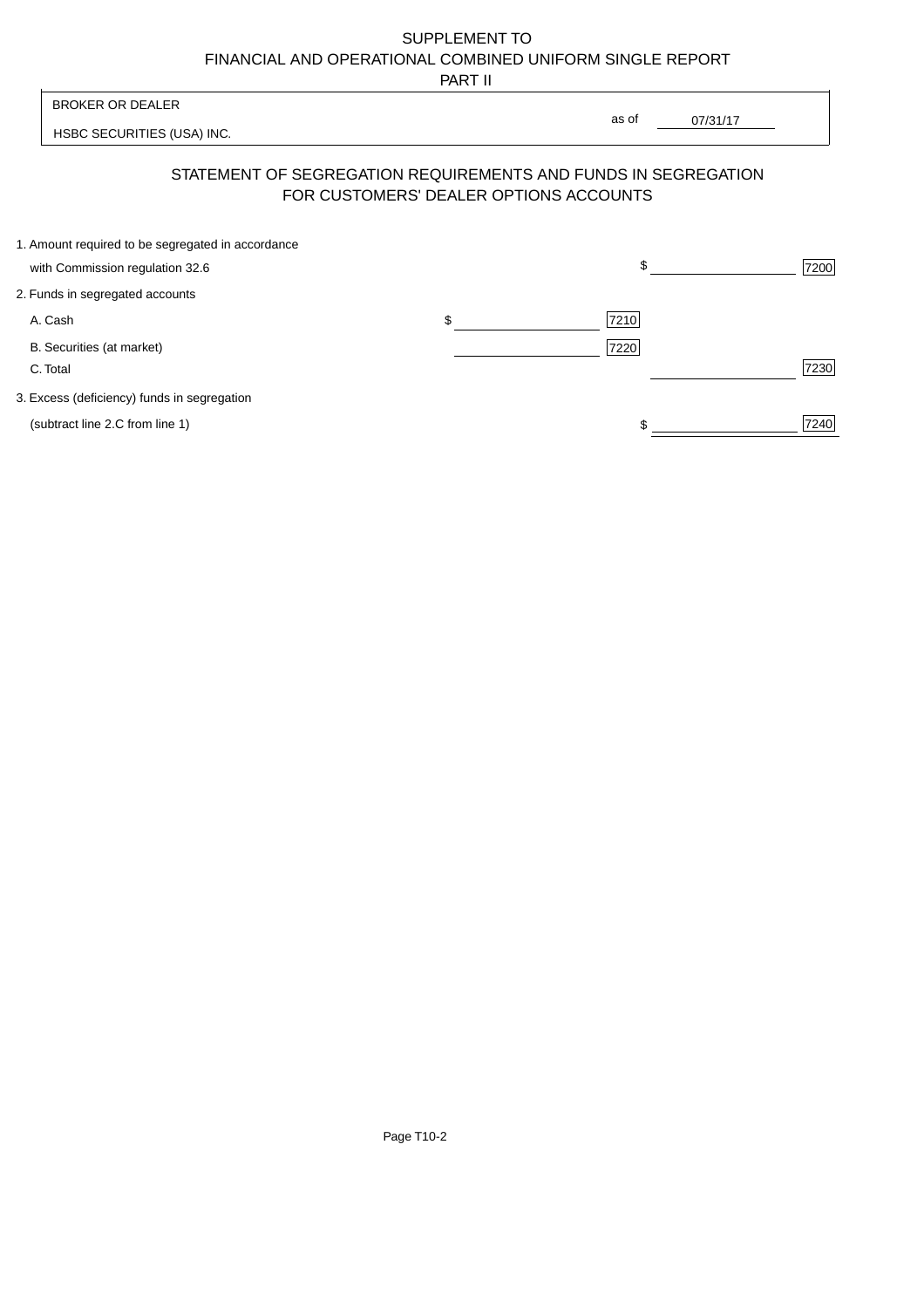SUPPLEMENT TO
FINANCIAL AND OPERATIONAL COMBINED UNIFORM SINGLE REPORT
PART II

| BROKER OR DEALER | | |
|---|---|---|
| HSBC SECURITIES (USA) INC. | as of | 07/31/17 |

## STATEMENT OF SEGREGATION REQUIREMENTS AND FUNDS IN SEGREGATION FOR CUSTOMERS' DEALER OPTIONS ACCOUNTS

| | | | | |
|---|---|---|---|---|
| 1. Amount required to be segregated in accordance with Commission regulation 32.6 | | | $ | 7200 |
| 2. Funds in segregated accounts | | | | |
| A. Cash | $ | 7210 | | |
| B. Securities (at market) | | 7220 | | |
| C. Total | | | | 7230 |
| 3. Excess (deficiency) funds in segregation (subtract line 2.C from line 1) | | | $ | 7240 |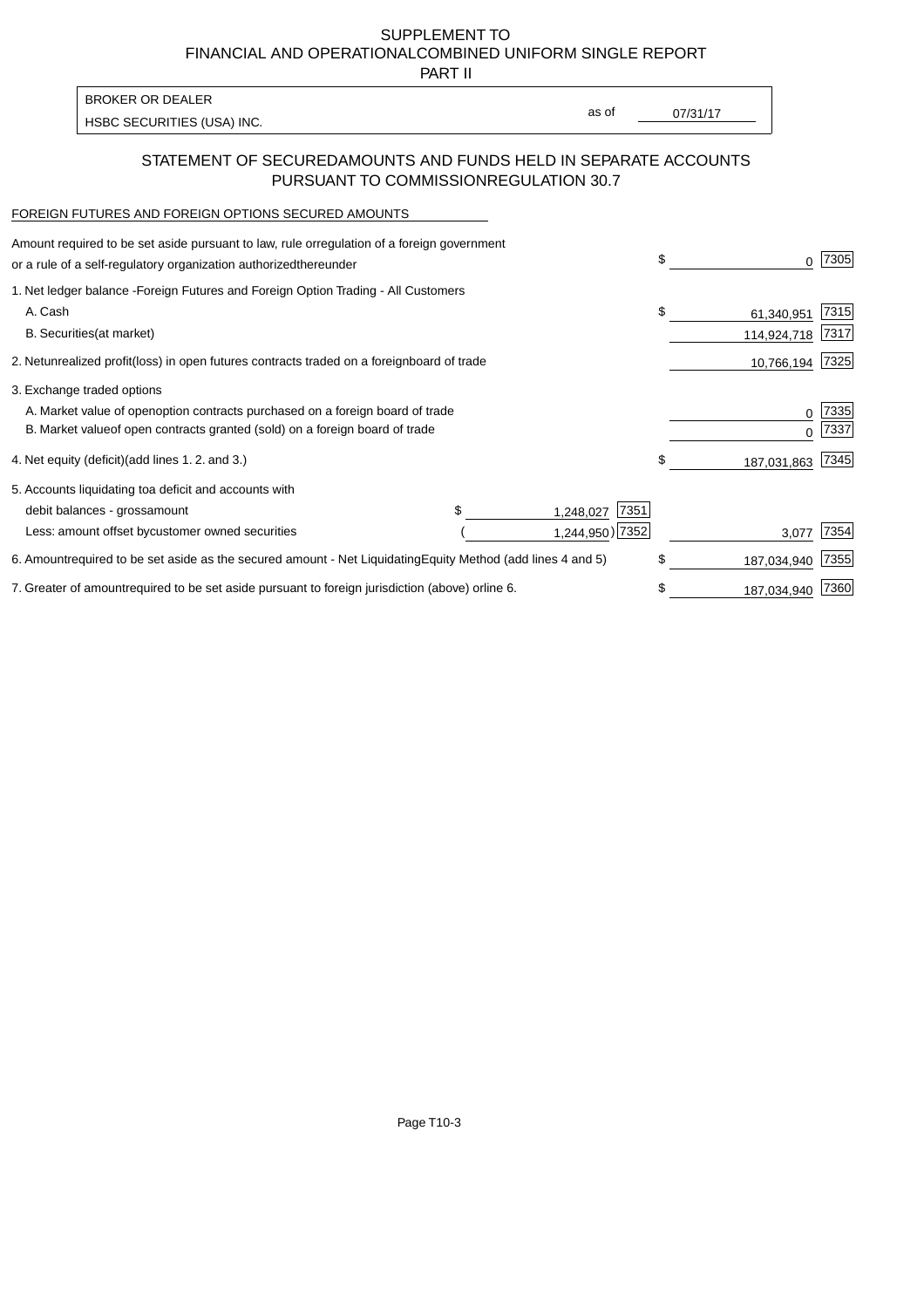SUPPLEMENT TO
FINANCIAL AND OPERATIONAL COMBINED UNIFORM SINGLE REPORT
PART II

| BROKER OR DEALER | | |
|---|---|---|
| HSBC SECURITIES (USA) INC. | as of | 07/31/17 |

## STATEMENT OF SECURED AMOUNTS AND FUNDS HELD IN SEPARATE ACCOUNTS PURSUANT TO COMMISSION REGULATION 30.7

FOREIGN FUTURES AND FOREIGN OPTIONS SECURED AMOUNTS

| Description | | | Amount | Code |
|---|---|---|---|---|
| Amount required to be set aside pursuant to law, rule or regulation of a foreign government or a rule of a self-regulatory organization authorized thereunder | | | $ 0 | 7305 |
| 1. Net ledger balance - Foreign Futures and Foreign Option Trading - All Customers | | | | |
| A. Cash | | | $ 61,340,951 | 7315 |
| B. Securities (at market) | | | 114,924,718 | 7317 |
| 2. Net unrealized profit (loss) in open futures contracts traded on a foreign board of trade | | | 10,766,194 | 7325 |
| 3. Exchange traded options | | | | |
| A. Market value of open option contracts purchased on a foreign board of trade | | | 0 | 7335 |
| B. Market value of open contracts granted (sold) on a foreign board of trade | | | 0 | 7337 |
| 4. Net equity (deficit) (add lines 1. 2. and 3.) | | | $ 187,031,863 | 7345 |
| 5. Accounts liquidating to a deficit and accounts with | | | | |
| debit balances - gross amount | $ 1,248,027 | 7351 | | |
| Less: amount offset by customer owned securities | ( 1,244,950) | 7352 | 3,077 | 7354 |
| 6. Amount required to be set aside as the secured amount - Net Liquidating Equity Method (add lines 4 and 5) | | | $ 187,034,940 | 7355 |
| 7. Greater of amount required to be set aside pursuant to foreign jurisdiction (above) or line 6. | | | $ 187,034,940 | 7360 |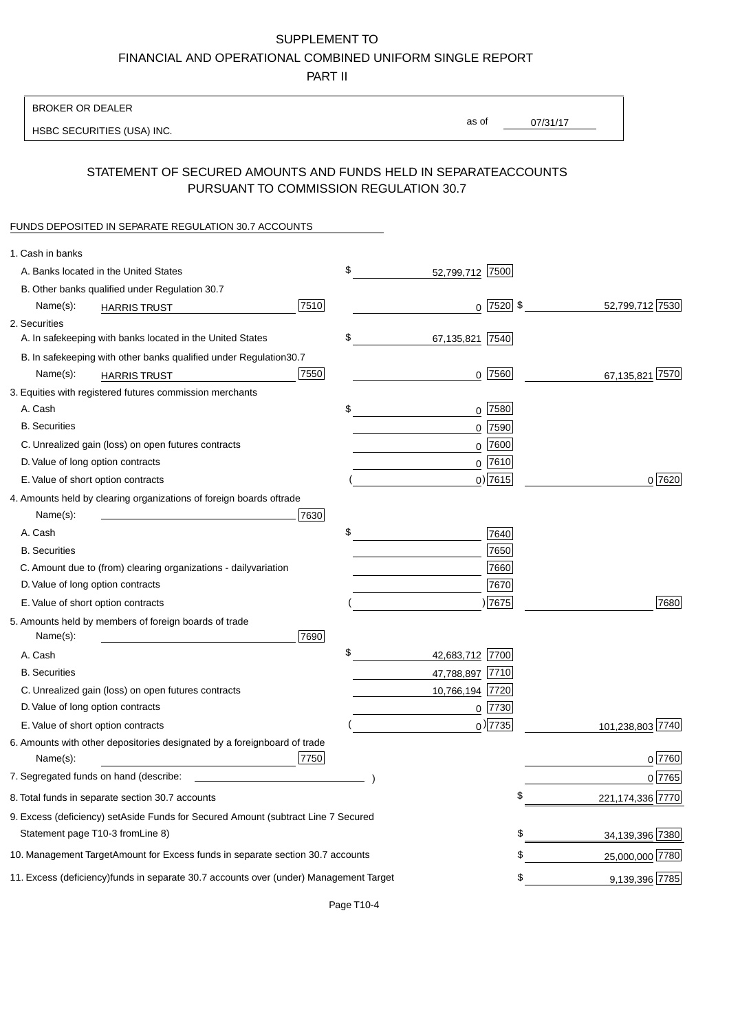SUPPLEMENT TO
FINANCIAL AND OPERATIONAL COMBINED UNIFORM SINGLE REPORT
PART II

BROKER OR DEALER

HSBC SECURITIES (USA) INC.

as of 07/31/17

## STATEMENT OF SECURED AMOUNTS AND FUNDS HELD IN SEPARATEACCOUNTS PURSUANT TO COMMISSION REGULATION 30.7

FUNDS DEPOSITED IN SEPARATE REGULATION 30.7 ACCOUNTS

| | | | |
|---|---|---|---|
| 1. Cash in banks | | | |
| A. Banks located in the United States | | $ 52,799,712 [7500] | |
| B. Other banks qualified under Regulation 30.7 | | | |
| Name(s): HARRIS TRUST | [7510] | 0 [7520] | $ 52,799,712 [7530] |
| 2. Securities | | | |
| A. In safekeeping with banks located in the United States | | $ 67,135,821 [7540] | |
| B. In safekeeping with other banks qualified under Regulation30.7 | | | |
| Name(s): HARRIS TRUST | [7550] | 0 [7560] | 67,135,821 [7570] |
| 3. Equities with registered futures commission merchants | | | |
| A. Cash | | $ 0 [7580] | |
| B. Securities | | 0 [7590] | |
| C. Unrealized gain (loss) on open futures contracts | | 0 [7600] | |
| D. Value of long option contracts | | 0 [7610] | |
| E. Value of short option contracts | | ( 0) [7615] | 0 [7620] |
| 4. Amounts held by clearing organizations of foreign boards oftrade | | | |
| Name(s): | [7630] | | |
| A. Cash | | $ [7640] | |
| B. Securities | | [7650] | |
| C. Amount due to (from) clearing organizations - dailyvariation | | [7660] | |
| D. Value of long option contracts | | [7670] | |
| E. Value of short option contracts | | ( ) [7675] | [7680] |
| 5. Amounts held by members of foreign boards of trade | | | |
| Name(s): | [7690] | | |
| A. Cash | | $ 42,683,712 [7700] | |
| B. Securities | | 47,788,897 [7710] | |
| C. Unrealized gain (loss) on open futures contracts | | 10,766,194 [7720] | |
| D. Value of long option contracts | | 0 [7730] | |
| E. Value of short option contracts | | ( 0) [7735] | 101,238,803 [7740] |
| 6. Amounts with other depositories designated by a foreignboard of trade | | | |
| Name(s): | [7750] | | 0 [7760] |
| 7. Segregated funds on hand (describe: ) | | | 0 [7765] |
| 8. Total funds in separate section 30.7 accounts | | | $ 221,174,336 [7770] |
| 9. Excess (deficiency) setAside Funds for Secured Amount (subtract Line 7 Secured Statement page T10-3 fromLine 8) | | | $ 34,139,396 [7380] |
| 10. Management TargetAmount for Excess funds in separate section 30.7 accounts | | | $ 25,000,000 [7780] |
| 11. Excess (deficiency)funds in separate 30.7 accounts over (under) Management Target | | | $ 9,139,396 [7785] |

Page T10-4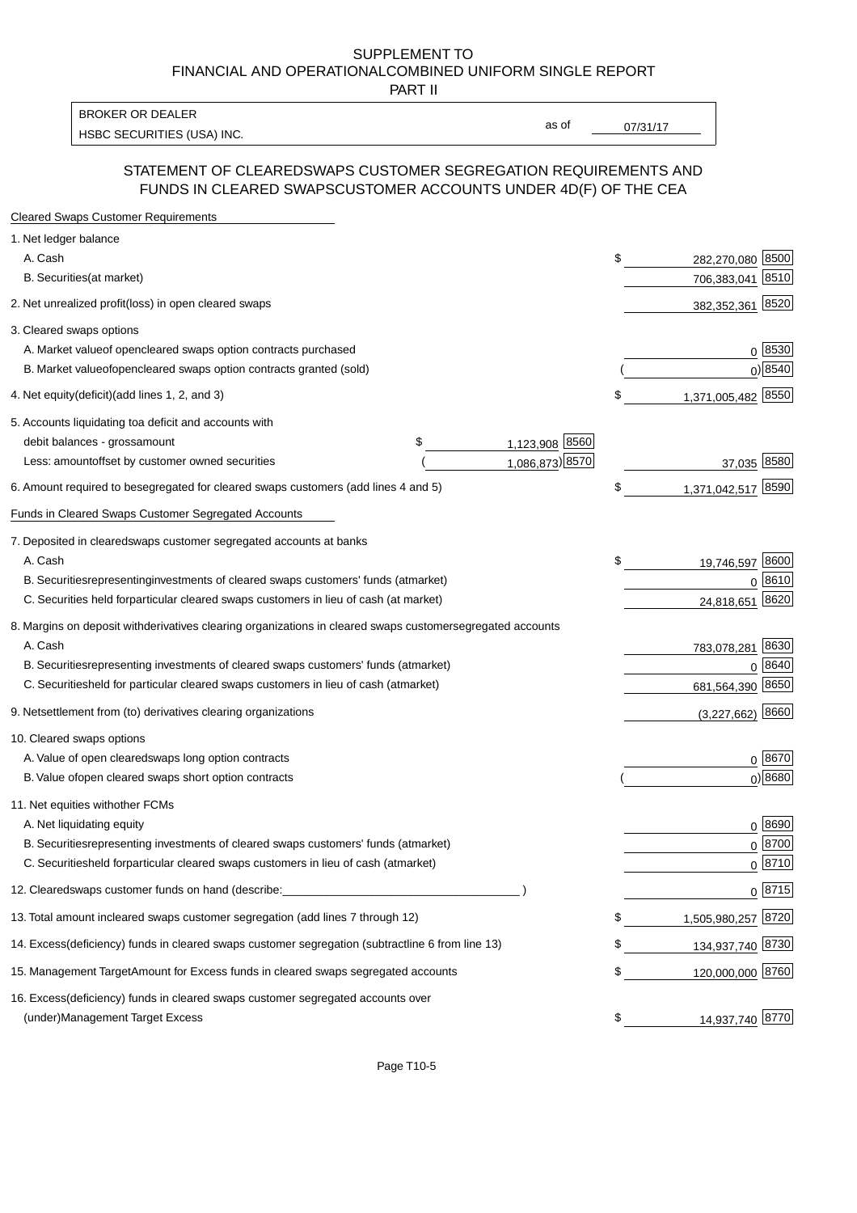SUPPLEMENT TO
FINANCIAL AND OPERATIONALCOMBINED UNIFORM SINGLE REPORT
PART II

| BROKER OR DEALER | | |
|---|---|---|
| HSBC SECURITIES (USA) INC. | as of | 07/31/17 |

## STATEMENT OF CLEAREDSWAPS CUSTOMER SEGREGATION REQUIREMENTS AND FUNDS IN CLEARED SWAPSCUSTOMER ACCOUNTS UNDER 4D(F) OF THE CEA

| Cleared Swaps Customer Requirements | | | | |
|---|---|---|---|---|
| 1. Net ledger balance | | | | |
| A. Cash | | | $ 282,270,080 | 8500 |
| B. Securities(at market) | | | 706,383,041 | 8510 |
| 2. Net unrealized profit(loss) in open cleared swaps | | | 382,352,361 | 8520 |
| 3. Cleared swaps options | | | | |
| A. Market valueof opencleared swaps option contracts purchased | | | 0 | 8530 |
| B. Market valueofopencleared swaps option contracts granted (sold) | | | ( 0) | 8540 |
| 4. Net equity(deficit)(add lines 1, 2, and 3) | | | $ 1,371,005,482 | 8550 |
| 5. Accounts liquidating toa deficit and accounts with | | | | |
| debit balances - grossamount | $ 1,123,908 | 8560 | | |
| Less: amountoffset by customer owned securities | ( 1,086,873) | 8570 | 37,035 | 8580 |
| 6. Amount required to besegregated for cleared swaps customers (add lines 4 and 5) | | | $ 1,371,042,517 | 8590 |
| **Funds in Cleared Swaps Customer Segregated Accounts** | | | | |
| 7. Deposited in clearedswaps customer segregated accounts at banks | | | | |
| A. Cash | | | $ 19,746,597 | 8600 |
| B. Securitiesrepresentinginvestments of cleared swaps customers' funds (atmarket) | | | 0 | 8610 |
| C. Securities held forparticular cleared swaps customers in lieu of cash (at market) | | | 24,818,651 | 8620 |
| 8. Margins on deposit withderivatives clearing organizations in cleared swaps customersegregated accounts | | | | |
| A. Cash | | | 783,078,281 | 8630 |
| B. Securitiesrepresenting investments of cleared swaps customers' funds (atmarket) | | | 0 | 8640 |
| C. Securitiesheld for particular cleared swaps customers in lieu of cash (atmarket) | | | 681,564,390 | 8650 |
| 9. Netsettlement from (to) derivatives clearing organizations | | | (3,227,662) | 8660 |
| 10. Cleared swaps options | | | | |
| A. Value of open clearedswaps long option contracts | | | 0 | 8670 |
| B. Value ofopen cleared swaps short option contracts | | | ( 0) | 8680 |
| 11. Net equities withother FCMs | | | | |
| A. Net liquidating equity | | | 0 | 8690 |
| B. Securitiesrepresenting investments of cleared swaps customers' funds (atmarket) | | | 0 | 8700 |
| C. Securitiesheld forparticular cleared swaps customers in lieu of cash (atmarket) | | | 0 | 8710 |
| 12. Clearedswaps customer funds on hand (describe: ) | | | 0 | 8715 |
| 13. Total amount incleared swaps customer segregation (add lines 7 through 12) | | | $ 1,505,980,257 | 8720 |
| 14. Excess(deficiency) funds in cleared swaps customer segregation (subtractline 6 from line 13) | | | $ 134,937,740 | 8730 |
| 15. Management TargetAmount for Excess funds in cleared swaps segregated accounts | | | $ 120,000,000 | 8760 |
| 16. Excess(deficiency) funds in cleared swaps customer segregated accounts over (under)Management Target Excess | | | $ 14,937,740 | 8770 |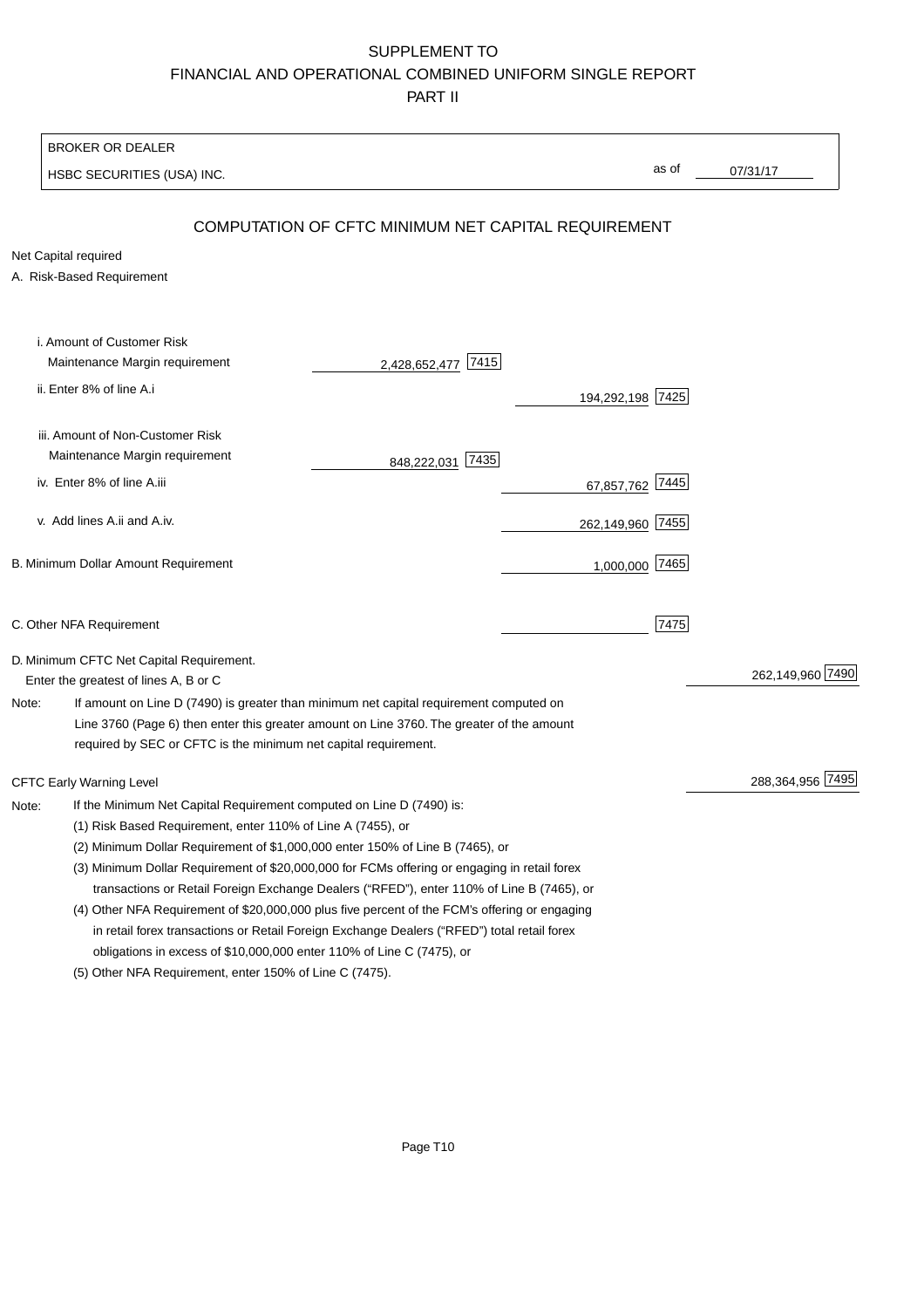# SUPPLEMENT TO
# FINANCIAL AND OPERATIONAL COMBINED UNIFORM SINGLE REPORT
## PART II

BROKER OR DEALER

HSBC SECURITIES (USA) INC. as of 07/31/17

## COMPUTATION OF CFTC MINIMUM NET CAPITAL REQUIREMENT

Net Capital required

A. Risk-Based Requirement

| | | | |
|---|---|---|---|
| i. Amount of Customer Risk Maintenance Margin requirement | 2,428,652,477 [7415] | | |
| ii. Enter 8% of line A.i | | 194,292,198 [7425] | |
| iii. Amount of Non-Customer Risk Maintenance Margin requirement | 848,222,031 [7435] | | |
| iv. Enter 8% of line A.iii | | 67,857,762 [7445] | |
| v. Add lines A.ii and A.iv. | | 262,149,960 [7455] | |
| B. Minimum Dollar Amount Requirement | | 1,000,000 [7465] | |
| C. Other NFA Requirement | | [7475] | |
| D. Minimum CFTC Net Capital Requirement. Enter the greatest of lines A, B or C | | | 262,149,960 [7490] |

Note: If amount on Line D (7490) is greater than minimum net capital requirement computed on Line 3760 (Page 6) then enter this greater amount on Line 3760. The greater of the amount required by SEC or CFTC is the minimum net capital requirement.

CFTC Early Warning Level 288,364,956 [7495]

Note: If the Minimum Net Capital Requirement computed on Line D (7490) is:

(1) Risk Based Requirement, enter 110% of Line A (7455), or

(2) Minimum Dollar Requirement of $1,000,000 enter 150% of Line B (7465), or

(3) Minimum Dollar Requirement of $20,000,000 for FCMs offering or engaging in retail forex transactions or Retail Foreign Exchange Dealers ("RFED"), enter 110% of Line B (7465), or

(4) Other NFA Requirement of $20,000,000 plus five percent of the FCM's offering or engaging in retail forex transactions or Retail Foreign Exchange Dealers ("RFED") total retail forex obligations in excess of $10,000,000 enter 110% of Line C (7475), or

(5) Other NFA Requirement, enter 150% of Line C (7475).